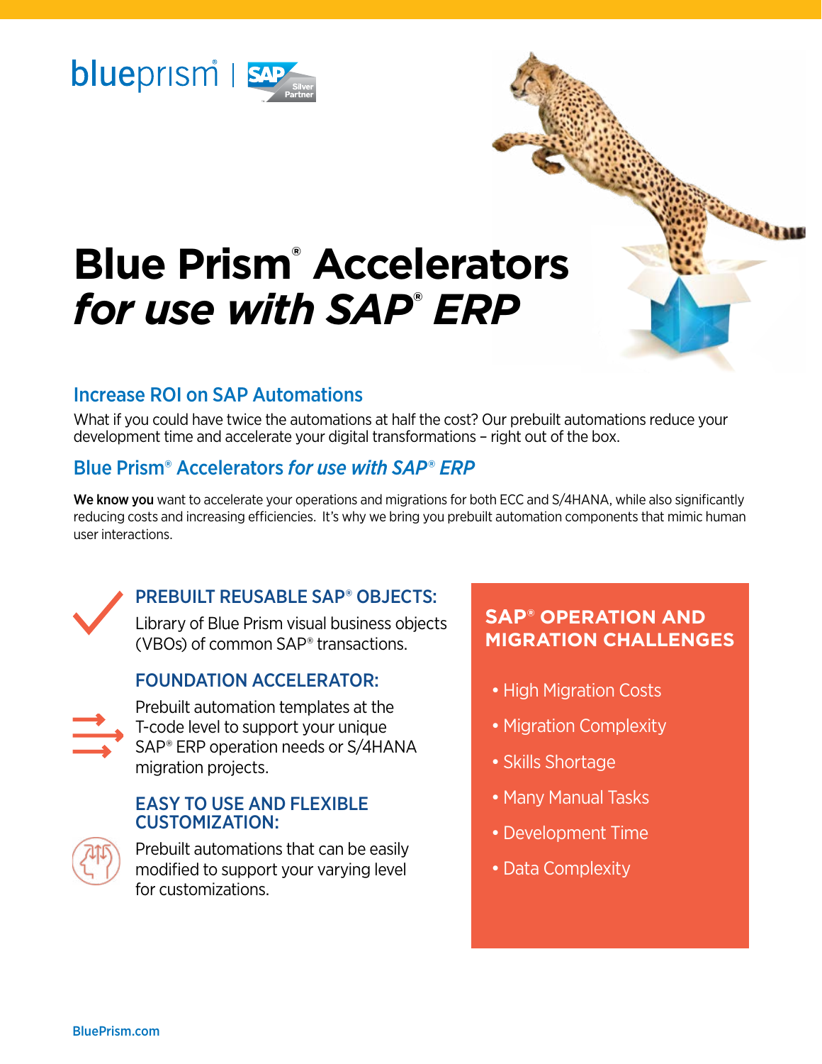blueprism® | SAP Silver Partner

# Blue Prism® Accelerators *for use with SAP® ERP*

## Increase ROI on SAP Automations

What if you could have twice the automations at half the cost? Our prebuilt automations reduce your development time and accelerate your digital transformations – right out of the box.

## Blue Prism® Accelerators *for use with SAP® ERP*

**We know you** want to accelerate your operations and migrations for both ECC and S/4HANA, while also significantly reducing costs and increasing efficiencies. It's why we bring you prebuilt automation components that mimic human user interactions.

### PREBUILT REUSABLE SAP® OBJECTS:

Library of Blue Prism visual business objects (VBOs) of common SAP® transactions.

### FOUNDATION ACCELERATOR:

Prebuilt automation templates at the T-code level to support your unique SAP® ERP operation needs or S/4HANA migration projects.

### EASY TO USE AND FLEXIBLE CUSTOMIZATION:

Prebuilt automations that can be easily modified to support your varying level for customizations.

### SAP® OPERATION AND MIGRATION CHALLENGES

- High Migration Costs
- Migration Complexity
- Skills Shortage
- Many Manual Tasks
- Development Time
- Data Complexity

BluePrism.com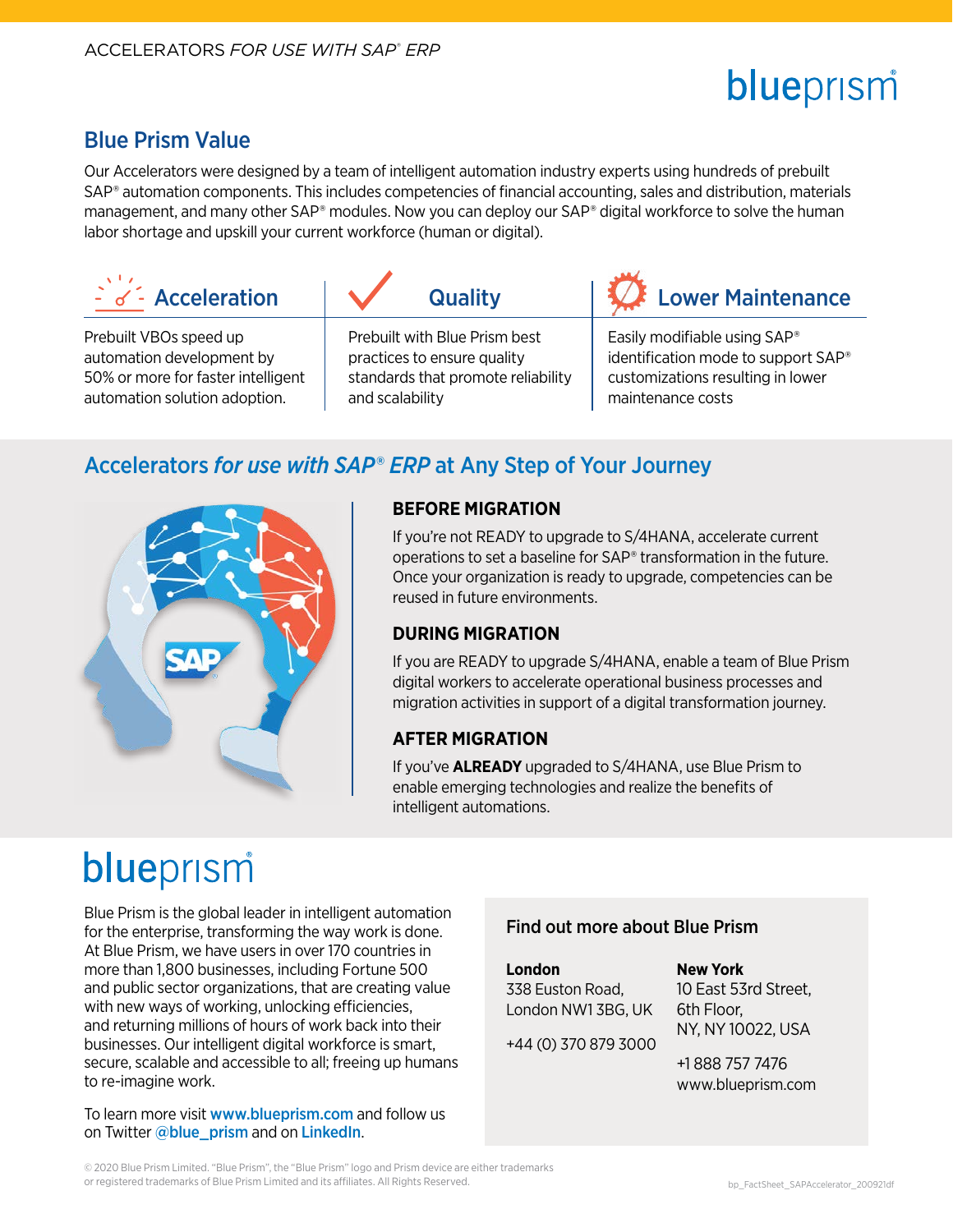ACCELERATORS *FOR USE WITH SAP® ERP*

blueprism

## Blue Prism Value

Our Accelerators were designed by a team of intelligent automation industry experts using hundreds of prebuilt SAP® automation components. This includes competencies of financial accounting, sales and distribution, materials management, and many other SAP® modules. Now you can deploy our SAP® digital workforce to solve the human labor shortage and upskill your current workforce (human or digital).

### Acceleration

Prebuilt VBOs speed up automation development by 50% or more for faster intelligent automation solution adoption.

### Quality

Prebuilt with Blue Prism best practices to ensure quality standards that promote reliability and scalability

### Lower Maintenance

Easily modifiable using SAP® identification mode to support SAP® customizations resulting in lower maintenance costs

## Accelerators *for use with SAP® ERP* at Any Step of Your Journey

### BEFORE MIGRATION

If you're not READY to upgrade to S/4HANA, accelerate current operations to set a baseline for SAP® transformation in the future. Once your organization is ready to upgrade, competencies can be reused in future environments.

### DURING MIGRATION

If you are READY to upgrade S/4HANA, enable a team of Blue Prism digital workers to accelerate operational business processes and migration activities in support of a digital transformation journey.

### AFTER MIGRATION

If you've **ALREADY** upgraded to S/4HANA, use Blue Prism to enable emerging technologies and realize the benefits of intelligent automations.

## blueprism

Blue Prism is the global leader in intelligent automation for the enterprise, transforming the way work is done. At Blue Prism, we have users in over 170 countries in more than 1,800 businesses, including Fortune 500 and public sector organizations, that are creating value with new ways of working, unlocking efficiencies, and returning millions of hours of work back into their businesses. Our intelligent digital workforce is smart, secure, scalable and accessible to all; freeing up humans to re-imagine work.

To learn more visit www.blueprism.com and follow us on Twitter @blue_prism and on LinkedIn.

### Find out more about Blue Prism

**London**
338 Euston Road,
London NW1 3BG, UK

+44 (0) 370 879 3000

**New York**
10 East 53rd Street,
6th Floor,
NY, NY 10022, USA

+1 888 757 7476
www.blueprism.com

© 2020 Blue Prism Limited. "Blue Prism", the "Blue Prism" logo and Prism device are either trademarks or registered trademarks of Blue Prism Limited and its affiliates. All Rights Reserved.

bp_FactSheet_SAPAccelerator_200921df